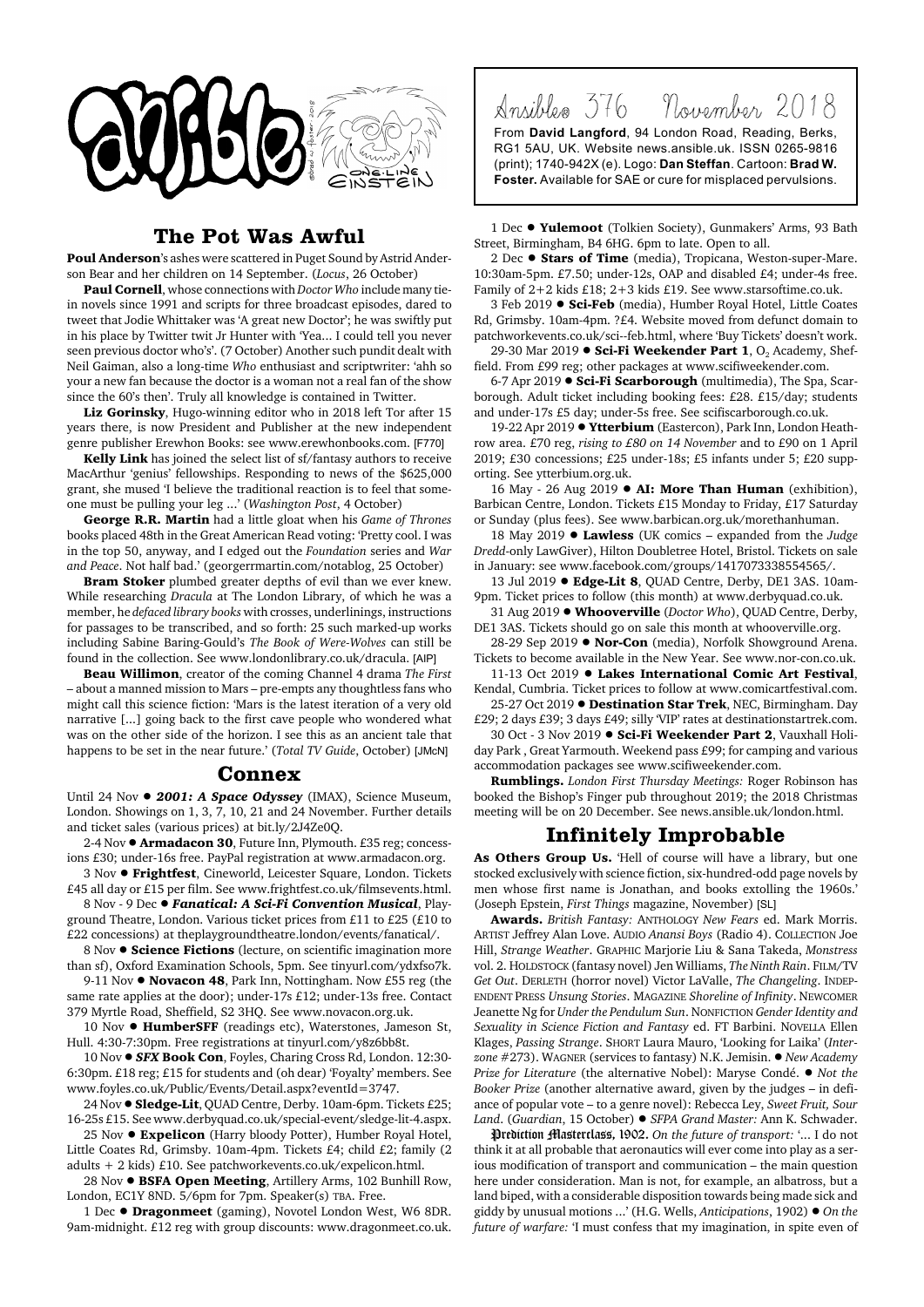# Ansible® 376 November 2018

From **David Langford**, 94 London Road, Reading, Berks, RG1 5AU, UK. Website news.ansible.uk. ISSN 0265-9816 (print); 1740-942X (e). Logo: **Dan Steffan**. Cartoon: **Brad W. Foster.** Available for SAE or cure for misplaced pervulsions.

## The Pot Was Awful

**Poul Anderson**'s ashes were scattered in Puget Sound by Astrid Anderson Bear and her children on 14 September. (*Locus*, 26 October)

**Paul Cornell**, whose connections with *Doctor Who* include many tie-in novels since 1991 and scripts for three broadcast episodes, dared to tweet that Jodie Whittaker was 'A great new Doctor'; he was swiftly put in his place by Twitter twit Jr Hunter with 'Yea... I could tell you never seen previous doctor who's'. (7 October) Another such pundit dealt with Neil Gaiman, also a long-time *Who* enthusiast and scriptwriter: 'ahh so your a new fan because the doctor is a woman not a real fan of the show since the 60's then'. Truly all knowledge is contained in Twitter.

**Liz Gorinsky**, Hugo-winning editor who in 2018 left Tor after 15 years there, is now President and Publisher at the new independent genre publisher Erewhon Books: see www.erewhonbooks.com. [F770]

**Kelly Link** has joined the select list of sf/fantasy authors to receive MacArthur 'genius' fellowships. Responding to news of the $625,000 grant, she mused 'I believe the traditional reaction is to feel that someone must be pulling your leg ...' (*Washington Post*, 4 October)

**George R.R. Martin** had a little gloat when his *Game of Thrones* books placed 48th in the Great American Read voting: 'Pretty cool. I was in the top 50, anyway, and I edged out the *Foundation* series and *War and Peace*. Not half bad.' (georgerrmartin.com/notablog, 25 October)

**Bram Stoker** plumbed greater depths of evil than we ever knew. While researching *Dracula* at The London Library, of which he was a member, he *defaced library books* with crosses, underlinings, instructions for passages to be transcribed, and so forth: 25 such marked-up works including Sabine Baring-Gould's *The Book of Were-Wolves* can still be found in the collection. See www.londonlibrary.co.uk/dracula. [AIP]

**Beau Willimon**, creator of the coming Channel 4 drama *The First* – about a manned mission to Mars – pre-empts any thoughtless fans who might call this science fiction: 'Mars is the latest iteration of a very old narrative [...] going back to the first cave people who wondered what was on the other side of the horizon. I see this as an ancient tale that happens to be set in the near future.' (*Total TV Guide*, October) [JMcN]

## Connex

Until 24 Nov ● ***2001: A Space Odyssey*** (IMAX), Science Museum, London. Showings on 1, 3, 7, 10, 21 and 24 November. Further details and ticket sales (various prices) at bit.ly/2J4Ze0Q.

2-4 Nov ● **Armadacon 30**, Future Inn, Plymouth. £35 reg; concessions £30; under-16s free. PayPal registration at www.armadacon.org.

3 Nov ● **Frightfest**, Cineworld, Leicester Square, London. Tickets £45 all day or £15 per film. See www.frightfest.co.uk/filmsevents.html.

8 Nov - 9 Dec ● ***Fanatical: A Sci-Fi Convention Musical***, Playground Theatre, London. Various ticket prices from £11 to £25 (£10 to £22 concessions) at theplaygroundtheatre.london/events/fanatical/.

8 Nov ● **Science Fictions** (lecture, on scientific imagination more than sf), Oxford Examination Schools, 5pm. See tinyurl.com/ydxfso7k.

9-11 Nov ● **Novacon 48**, Park Inn, Nottingham. Now £55 reg (the same rate applies at the door); under-17s £12; under-13s free. Contact 379 Myrtle Road, Sheffield, S2 3HQ. See www.novacon.org.uk.

10 Nov ● **HumberSFF** (readings etc), Waterstones, Jameson St, Hull. 4:30-7:30pm. Free registrations at tinyurl.com/y8z6bb8t.

10 Nov ● ***SFX* Book Con**, Foyles, Charing Cross Rd, London. 12:30-6:30pm. £18 reg; £15 for students and (oh dear) 'Foyalty' members. See www.foyles.co.uk/Public/Events/Detail.aspx?eventId=3747.

24 Nov ● **Sledge-Lit**, QUAD Centre, Derby. 10am-6pm. Tickets £25; 16-25s £15. See www.derbyquad.co.uk/special-event/sledge-lit-4.aspx.

25 Nov ● **Expelicon** (Harry bloody Potter), Humber Royal Hotel, Little Coates Rd, Grimsby. 10am-4pm. Tickets £4; child £2; family (2 adults + 2 kids) £10. See patchworkevents.co.uk/expelicon.html.

28 Nov ● **BSFA Open Meeting**, Artillery Arms, 102 Bunhill Row, London, EC1Y 8ND. 5/6pm for 7pm. Speaker(s) TBA. Free.

1 Dec ● **Dragonmeet** (gaming), Novotel London West, W6 8DR. 9am-midnight. £12 reg with group discounts: www.dragonmeet.co.uk.

1 Dec ● **Yulemoot** (Tolkien Society), Gunmakers' Arms, 93 Bath Street, Birmingham, B4 6HG. 6pm to late. Open to all.

2 Dec ● **Stars of Time** (media), Tropicana, Weston-super-Mare. 10:30am-5pm. £7.50; under-12s, OAP and disabled £4; under-4s free. Family of 2+2 kids £18; 2+3 kids £19. See www.starsoftime.co.uk.

3 Feb 2019 ● **Sci-Feb** (media), Humber Royal Hotel, Little Coates Rd, Grimsby. 10am-4pm. ?£4. Website moved from defunct domain to patchworkevents.co.uk/sci--feb.html, where 'Buy Tickets' doesn't work.

29-30 Mar 2019 ● **Sci-Fi Weekender Part 1**, $O_2$ Academy, Sheffield. From £99 reg; other packages at www.scifiweekender.com.

6-7 Apr 2019 ● **Sci-Fi Scarborough** (multimedia), The Spa, Scarborough. Adult ticket including booking fees: £28. £15/day; students and under-17s £5 day; under-5s free. See scifiscarborough.co.uk.

19-22 Apr 2019 ● **Ytterbium** (Eastercon), Park Inn, London Heathrow area. £70 reg, *rising to £80 on 14 November* and to £90 on 1 April 2019; £30 concessions; £25 under-18s; £5 infants under 5; £20 supporting. See ytterbium.org.uk.

16 May - 26 Aug 2019 ● **AI: More Than Human** (exhibition), Barbican Centre, London. Tickets £15 Monday to Friday, £17 Saturday or Sunday (plus fees). See www.barbican.org.uk/morethanhuman.

18 May 2019 ● **Lawless** (UK comics – expanded from the *Judge Dredd*-only LawGiver), Hilton Doubletree Hotel, Bristol. Tickets on sale in January: see www.facebook.com/groups/1417073338554565/.

13 Jul 2019 ● **Edge-Lit 8**, QUAD Centre, Derby, DE1 3AS. 10am-9pm. Ticket prices to follow (this month) at www.derbyquad.co.uk.

31 Aug 2019 ● **Whooverville** (*Doctor Who*), QUAD Centre, Derby, DE1 3AS. Tickets should go on sale this month at whooverville.org.

28-29 Sep 2019 ● **Nor-Con** (media), Norfolk Showground Arena. Tickets to become available in the New Year. See www.nor-con.co.uk.

11-13 Oct 2019 ● **Lakes International Comic Art Festival**, Kendal, Cumbria. Ticket prices to follow at www.comicartfestival.com.

25-27 Oct 2019 ● **Destination Star Trek**, NEC, Birmingham. Day £29; 2 days £39; 3 days £49; silly 'VIP' rates at destinationstartrek.com.

30 Oct - 3 Nov 2019 ● **Sci-Fi Weekender Part 2**, Vauxhall Holiday Park , Great Yarmouth. Weekend pass £99; for camping and various accommodation packages see www.scifiweekender.com.

**Rumblings.** *London First Thursday Meetings:* Roger Robinson has booked the Bishop's Finger pub throughout 2019; the 2018 Christmas meeting will be on 20 December. See news.ansible.uk/london.html.

## Infinitely Improbable

**As Others Group Us.** 'Hell of course will have a library, but one stocked exclusively with science fiction, six-hundred-odd page novels by men whose first name is Jonathan, and books extolling the 1960s.' (Joseph Epstein, *First Things* magazine, November) [SL]

**Awards.** *British Fantasy:* ANTHOLOGY *New Fears* ed. Mark Morris. ARTIST Jeffrey Alan Love. AUDIO *Anansi Boys* (Radio 4). COLLECTION Joe Hill, *Strange Weather*. GRAPHIC Marjorie Liu & Sana Takeda, *Monstress* vol. 2. HOLDSTOCK (fantasy novel) Jen Williams, *The Ninth Rain*. FILM/TV *Get Out*. DERLETH (horror novel) Victor LaValle, *The Changeling*. INDEPENDENT PRESS *Unsung Stories*. MAGAZINE *Shoreline of Infinity*. NEWCOMER Jeanette Ng for *Under the Pendulum Sun*. NONFICTION *Gender Identity and Sexuality in Science Fiction and Fantasy* ed. FT Barbini. NOVELLA Ellen Klages, *Passing Strange*. SHORT Laura Mauro, 'Looking for Laika' (*Interzone* #273). WAGNER (services to fantasy) N.K. Jemisin. ● *New Academy Prize for Literature* (the alternative Nobel): Maryse Condé. ● *Not the Booker Prize* (another alternative award, given by the judges – in defiance of popular vote – to a genre novel): Rebecca Ley, *Sweet Fruit, Sour Land*. (*Guardian*, 15 October) ● *SFPA Grand Master:* Ann K. Schwader.

**Prediction Masterclass, 1902.** *On the future of transport:* '... I do not think it at all probable that aeronautics will ever come into play as a serious modification of transport and communication – the main question here under consideration. Man is not, for example, an albatross, but a land biped, with a considerable disposition towards being made sick and giddy by unusual motions ...' (H.G. Wells, *Anticipations*, 1902) ● *On the future of warfare:* 'I must confess that my imagination, in spite even of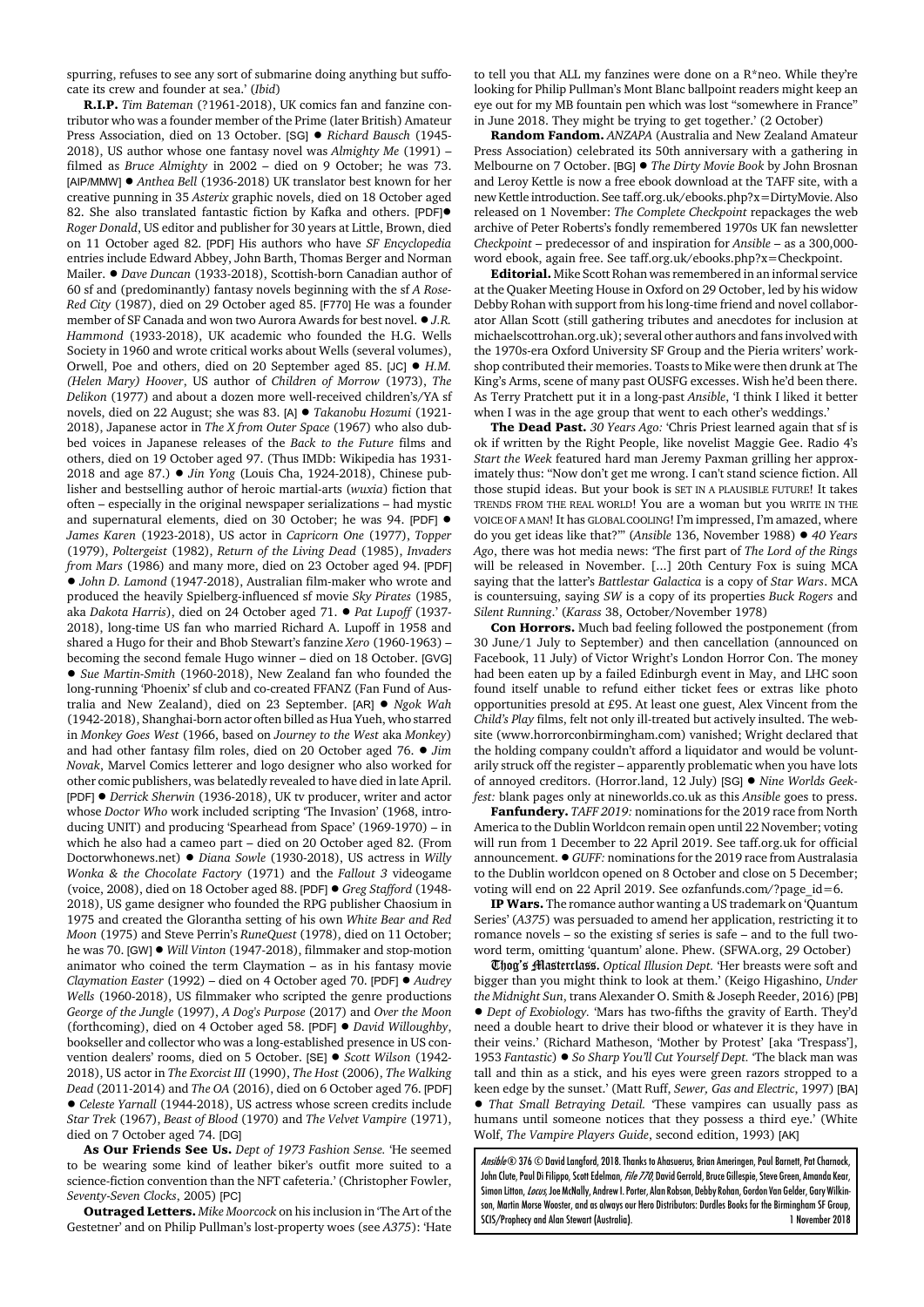spurring, refuses to see any sort of submarine doing anything but suffocate its crew and founder at sea.' (*Ibid*)

**R.I.P.** *Tim Bateman* (?1961-2018), UK comics fan and fanzine contributor who was a founder member of the Prime (later British) Amateur Press Association, died on 13 October. [SG] ● *Richard Bausch* (1945-2018), US author whose one fantasy novel was *Almighty Me* (1991) – filmed as *Bruce Almighty* in 2002 – died on 9 October; he was 73. [AIP/MMW] ● *Anthea Bell* (1936-2018) UK translator best known for her creative punning in 35 *Asterix* graphic novels, died on 18 October aged 82. She also translated fantastic fiction by Kafka and others. [PDF] ● *Roger Donald*, US editor and publisher for 30 years at Little, Brown, died on 11 October aged 82. [PDF] His authors who have *SF Encyclopedia* entries include Edward Abbey, John Barth, Thomas Berger and Norman Mailer. ● *Dave Duncan* (1933-2018), Scottish-born Canadian author of 60 sf and (predominantly) fantasy novels beginning with the sf *A Rose-Red City* (1987), died on 29 October aged 85. [F770] He was a founder member of SF Canada and won two Aurora Awards for best novel. ● *J.R. Hammond* (1933-2018), UK academic who founded the H.G. Wells Society in 1960 and wrote critical works about Wells (several volumes), Orwell, Poe and others, died on 20 September aged 85. [JC] ● *H.M. (Helen Mary) Hoover*, US author of *Children of Morrow* (1973), *The Delikon* (1977) and about a dozen more well-received children's/YA sf novels, died on 22 August; she was 83. [A] ● *Takanobu Hozumi* (1921-2018), Japanese actor in *The X from Outer Space* (1967) who also dubbed voices in Japanese releases of the *Back to the Future* films and others, died on 19 October aged 97. (Thus IMDb: Wikipedia has 1931-2018 and age 87.) ● *Jin Yong* (Louis Cha, 1924-2018), Chinese publisher and bestselling author of heroic martial-arts (*wuxia*) fiction that often – especially in the original newspaper serializations – had mystic and supernatural elements, died on 30 October; he was 94. [PDF] ● *James Karen* (1923-2018), US actor in *Capricorn One* (1977), *Topper* (1979), *Poltergeist* (1982), *Return of the Living Dead* (1985), *Invaders from Mars* (1986) and many more, died on 23 October aged 94. [PDF] ● *John D. Lamond* (1947-2018), Australian film-maker who wrote and produced the heavily Spielberg-influenced sf movie *Sky Pirates* (1985, aka *Dakota Harris*), died on 24 October aged 71. ● *Pat Lupoff* (1937-2018), long-time US fan who married Richard A. Lupoff in 1958 and shared a Hugo for their and Bhob Stewart's fanzine *Xero* (1960-1963) – becoming the second female Hugo winner – died on 18 October. [GVG] ● *Sue Martin-Smith* (1960-2018), New Zealand fan who founded the long-running 'Phoenix' sf club and co-created FFANZ (Fan Fund of Australia and New Zealand), died on 23 September. [AR] ● *Ngok Wah* (1942-2018), Shanghai-born actor often billed as Hua Yueh, who starred in *Monkey Goes West* (1966, based on *Journey to the West* aka *Monkey*) and had other fantasy film roles, died on 20 October aged 76. ● *Jim Novak*, Marvel Comics letterer and logo designer who also worked for other comic publishers, was belatedly revealed to have died in late April. [PDF] ● *Derrick Sherwin* (1936-2018), UK tv producer, writer and actor whose *Doctor Who* work included scripting 'The Invasion' (1968, introducing UNIT) and producing 'Spearhead from Space' (1969-1970) – in which he also had a cameo part – died on 20 October aged 82. (From Doctorwhonews.net) ● *Diana Sowle* (1930-2018), US actress in *Willy Wonka & the Chocolate Factory* (1971) and the *Fallout 3* videogame (voice, 2008), died on 18 October aged 88. [PDF] ● *Greg Stafford* (1948-2018), US game designer who founded the RPG publisher Chaosium in 1975 and created the Glorantha setting of his own *White Bear and Red Moon* (1975) and Steve Perrin's *RuneQuest* (1978), died on 11 October; he was 70. [GW] ● *Will Vinton* (1947-2018), filmmaker and stop-motion animator who coined the term Claymation – as in his fantasy movie *Claymation Easter* (1992) – died on 4 October aged 70. [PDF] ● *Audrey Wells* (1960-2018), US filmmaker who scripted the genre productions *George of the Jungle* (1997), *A Dog's Purpose* (2017) and *Over the Moon* (forthcoming), died on 4 October aged 58. [PDF] ● *David Willoughby*, bookseller and collector who was a long-established presence in US convention dealers' rooms, died on 5 October. [SE] ● *Scott Wilson* (1942-2018), US actor in *The Exorcist III* (1990), *The Host* (2006), *The Walking Dead* (2011-2014) and *The OA* (2016), died on 6 October aged 76. [PDF] ● *Celeste Yarnall* (1944-2018), US actress whose screen credits include *Star Trek* (1967), *Beast of Blood* (1970) and *The Velvet Vampire* (1971), died on 7 October aged 74. [DG]

**As Our Friends See Us.** *Dept of 1973 Fashion Sense.* 'He seemed to be wearing some kind of leather biker's outfit more suited to a science-fiction convention than the NFT cafeteria.' (Christopher Fowler, *Seventy-Seven Clocks*, 2005) [PC]

**Outraged Letters.** *Mike Moorcock* on his inclusion in 'The Art of the Gestetner' and on Philip Pullman's lost-property woes (see *A375*): 'Hate to tell you that ALL my fanzines were done on a R*neo. While they're looking for Philip Pullman's Mont Blanc ballpoint readers might keep an eye out for my MB fountain pen which was lost "somewhere in France" in June 2018. They might be trying to get together.' (2 October)

**Random Fandom.** *ANZAPA* (Australia and New Zealand Amateur Press Association) celebrated its 50th anniversary with a gathering in Melbourne on 7 October. [BG] ● *The Dirty Movie Book* by John Brosnan and Leroy Kettle is now a free ebook download at the TAFF site, with a new Kettle introduction. See taff.org.uk/ebooks.php?x=DirtyMovie. Also released on 1 November: *The Complete Checkpoint* repackages the web archive of Peter Roberts's fondly remembered 1970s UK fan newsletter *Checkpoint* – predecessor of and inspiration for *Ansible* – as a 300,000-word ebook, again free. See taff.org.uk/ebooks.php?x=Checkpoint.

**Editorial.** Mike Scott Rohan was remembered in an informal service at the Quaker Meeting House in Oxford on 29 October, led by his widow Debby Rohan with support from his long-time friend and novel collaborator Allan Scott (still gathering tributes and anecdotes for inclusion at michaelscottrohan.org.uk); several other authors and fans involved with the 1970s-era Oxford University SF Group and the Pieria writers' workshop contributed their memories. Toasts to Mike were then drunk at The King's Arms, scene of many past OUSFG excesses. Wish he'd been there. As Terry Pratchett put it in a long-past *Ansible*, 'I think I liked it better when I was in the age group that went to each other's weddings.'

**The Dead Past.** *30 Years Ago:* 'Chris Priest learned again that sf is ok if written by the Right People, like novelist Maggie Gee. Radio 4's *Start the Week* featured hard man Jeremy Paxman grilling her approximately thus: "Now don't get me wrong. I can't stand science fiction. All those stupid ideas. But your book is SET IN A PLAUSIBLE FUTURE! It takes TRENDS FROM THE REAL WORLD! You are a woman but you WRITE IN THE VOICE OF A MAN! It has GLOBAL COOLING! I'm impressed, where do you get ideas like that?"' (*Ansible* 136, November 1988) ● *40 Years Ago*, there was hot media news: 'The first part of *The Lord of the Rings* will be released in November. [...] 20th Century Fox is suing MCA saying that the latter's *Battlestar Galactica* is a copy of *Star Wars*. MCA is countersuing, saying *SW* is a copy of its properties *Buck Rogers* and *Silent Running*.' (*Karass* 38, October/November 1978)

**Con Horrors.** Much bad feeling followed the postponement (from 30 June/1 July to September) and then cancellation (announced on Facebook, 11 July) of Victor Wright's London Horror Con. The money had been eaten up by a failed Edinburgh event in May, and LHC soon found itself unable to refund either ticket fees or extras like photo opportunities presold at £95. At least one guest, Alex Vincent from the *Child's Play* films, felt not only ill-treated but actively insulted. The website (www.horrorconbirmingham.com) vanished; Wright declared that the holding company couldn't afford a liquidator and would be voluntarily struck off the register – apparently problematic when you have lots of annoyed creditors. (Horror.land, 12 July) [SG] ● *Nine Worlds Geekfest:* blank pages only at nineworlds.co.uk as this *Ansible* goes to press.

**Fanfundery.** *TAFF 2019:* nominations for the 2019 race from North America to the Dublin Worldcon remain open until 22 November; voting will run from 1 December to 22 April 2019. See taff.org.uk for official announcement. ● *GUFF:* nominations for the 2019 race from Australasia to the Dublin worldcon opened on 8 October and close on 5 December; voting will end on 22 April 2019. See ozfanfunds.com/?page_id=6.

**IP Wars.** The romance author wanting a US trademark on 'Quantum Series' (*A375*) was persuaded to amend her application, restricting it to romance novels – so the existing sf series is safe – and to the full two-word term, omitting 'quantum' alone. Phew. (SFWA.org, 29 October)

**Thog's Masterclass.** *Optical Illusion Dept.* 'Her breasts were soft and bigger than you might think to look at them.' (Keigo Higashino, *Under the Midnight Sun*, trans Alexander O. Smith & Joseph Reeder, 2016) [PB] ● *Dept of Exobiology.* 'Mars has two-fifths the gravity of Earth. They'd need a double heart to drive their blood or whatever it is they have in their veins.' (Richard Matheson, 'Mother by Protest' [aka 'Trespass'], 1953 *Fantastic*) ● *So Sharp You'll Cut Yourself Dept.* 'The black man was tall and thin as a stick, and his eyes were green razors stropped to a keen edge by the sunset.' (Matt Ruff, *Sewer, Gas and Electric*, 1997) [BA] ● *That Small Betraying Detail.* 'These vampires can usually pass as humans until someone notices that they possess a third eye.' (White Wolf, *The Vampire Players Guide*, second edition, 1993) [AK]

*Ansible*® 376 © David Langford, 2018. Thanks to Ahasuerus, Brian Ameringen, Paul Barnett, Pat Charnock, John Clute, Paul Di Filippo, Scott Edelman, *File 770*, David Gerrold, Bruce Gillespie, Steve Green, Amanda Kear, Simon Litton, *Locus*, Joe McNally, Andrew I. Porter, Alan Robson, Debby Rohan, Gordon Van Gelder, Gary Wilkinson, Martin Morse Wooster, and as always our Hero Distributors: Durdles Books for the Birmingham SF Group, SCIS/Prophecy and Alan Stewart (Australia). 1 November 2018